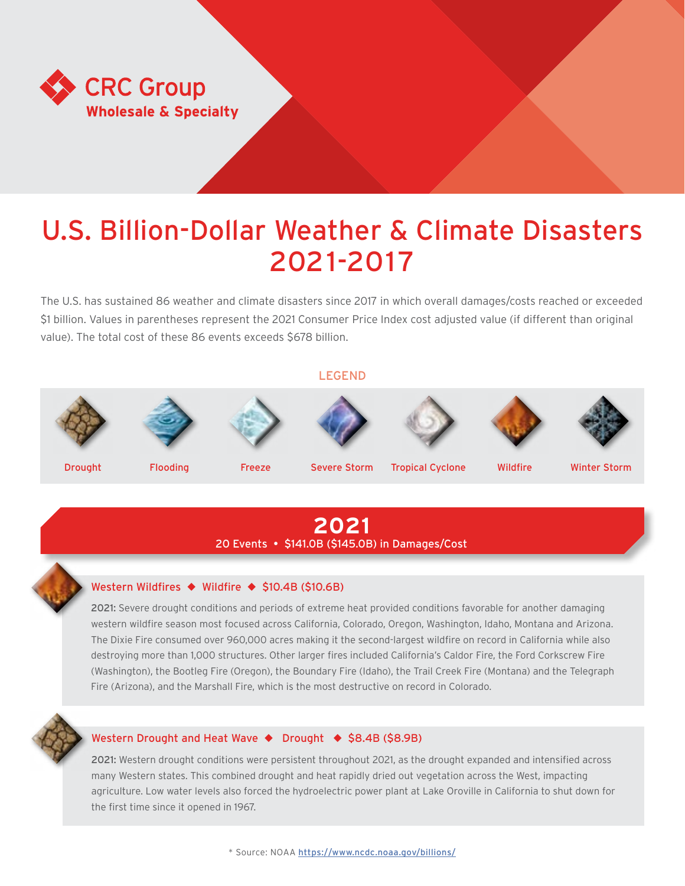CRC Group
Wholesale & Specialty

# U.S. Billion-Dollar Weather & Climate Disasters 2021-2017

The U.S. has sustained 86 weather and climate disasters since 2017 in which overall damages/costs reached or exceeded $1 billion. Values in parentheses represent the 2021 Consumer Price Index cost adjusted value (if different than original value). The total cost of these 86 events exceeds $678 billion.

LEGEND

Drought | Flooding | Freeze | Severe Storm | Tropical Cyclone | Wildfire | Winter Storm

## 2021

20 Events • $141.0B ($145.0B) in Damages/Cost

### Western Wildfires ◆ Wildfire ◆ $10.4B ($10.6B)

**2021:** Severe drought conditions and periods of extreme heat provided conditions favorable for another damaging western wildfire season most focused across California, Colorado, Oregon, Washington, Idaho, Montana and Arizona. The Dixie Fire consumed over 960,000 acres making it the second-largest wildfire on record in California while also destroying more than 1,000 structures. Other larger fires included California's Caldor Fire, the Ford Corkscrew Fire (Washington), the Bootleg Fire (Oregon), the Boundary Fire (Idaho), the Trail Creek Fire (Montana) and the Telegraph Fire (Arizona), and the Marshall Fire, which is the most destructive on record in Colorado.

### Western Drought and Heat Wave ◆ Drought ◆ $8.4B ($8.9B)

**2021:** Western drought conditions were persistent throughout 2021, as the drought expanded and intensified across many Western states. This combined drought and heat rapidly dried out vegetation across the West, impacting agriculture. Low water levels also forced the hydroelectric power plant at Lake Oroville in California to shut down for the first time since it opened in 1967.

* Source: NOAA https://www.ncdc.noaa.gov/billions/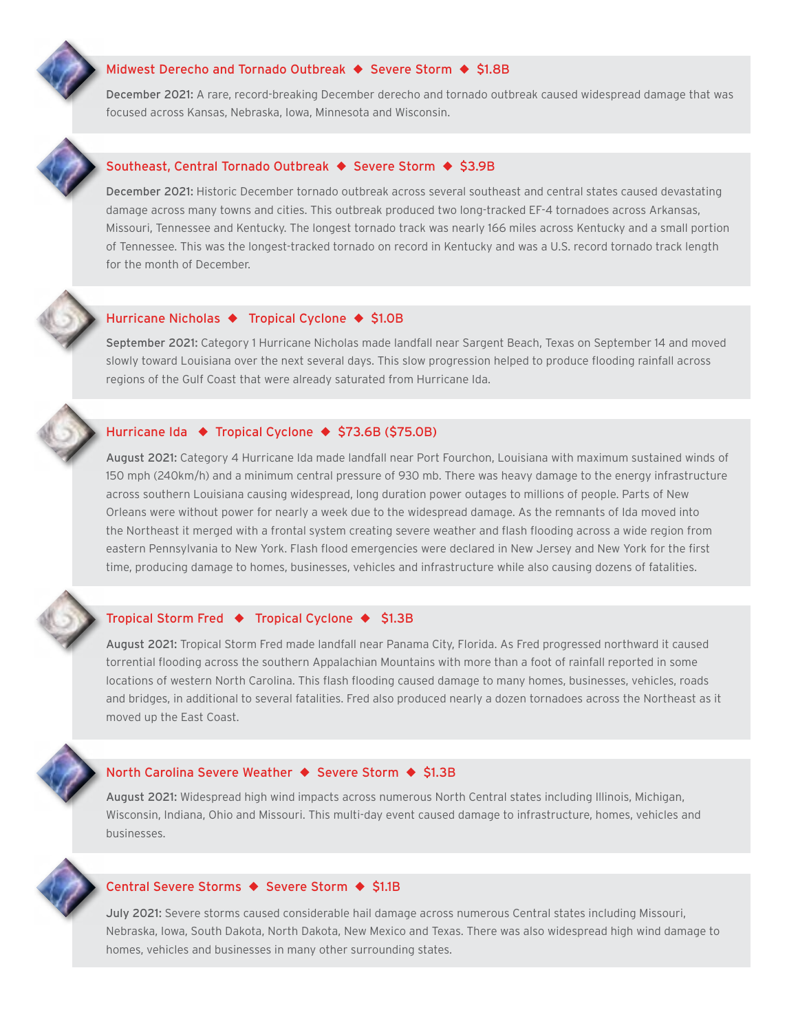### Midwest Derecho and Tornado Outbreak ◆ Severe Storm ◆ $1.8B

**December 2021:** A rare, record-breaking December derecho and tornado outbreak caused widespread damage that was focused across Kansas, Nebraska, Iowa, Minnesota and Wisconsin.

### Southeast, Central Tornado Outbreak ◆ Severe Storm ◆ $3.9B

**December 2021:** Historic December tornado outbreak across several southeast and central states caused devastating damage across many towns and cities. This outbreak produced two long-tracked EF-4 tornadoes across Arkansas, Missouri, Tennessee and Kentucky. The longest tornado track was nearly 166 miles across Kentucky and a small portion of Tennessee. This was the longest-tracked tornado on record in Kentucky and was a U.S. record tornado track length for the month of December.

### Hurricane Nicholas ◆ Tropical Cyclone ◆ $1.0B

**September 2021:** Category 1 Hurricane Nicholas made landfall near Sargent Beach, Texas on September 14 and moved slowly toward Louisiana over the next several days. This slow progression helped to produce flooding rainfall across regions of the Gulf Coast that were already saturated from Hurricane Ida.

### Hurricane Ida ◆ Tropical Cyclone ◆ $73.6B ($75.0B)

**August 2021:** Category 4 Hurricane Ida made landfall near Port Fourchon, Louisiana with maximum sustained winds of 150 mph (240km/h) and a minimum central pressure of 930 mb. There was heavy damage to the energy infrastructure across southern Louisiana causing widespread, long duration power outages to millions of people. Parts of New Orleans were without power for nearly a week due to the widespread damage. As the remnants of Ida moved into the Northeast it merged with a frontal system creating severe weather and flash flooding across a wide region from eastern Pennsylvania to New York. Flash flood emergencies were declared in New Jersey and New York for the first time, producing damage to homes, businesses, vehicles and infrastructure while also causing dozens of fatalities.

### Tropical Storm Fred ◆ Tropical Cyclone ◆ $1.3B

**August 2021:** Tropical Storm Fred made landfall near Panama City, Florida. As Fred progressed northward it caused torrential flooding across the southern Appalachian Mountains with more than a foot of rainfall reported in some locations of western North Carolina. This flash flooding caused damage to many homes, businesses, vehicles, roads and bridges, in additional to several fatalities. Fred also produced nearly a dozen tornadoes across the Northeast as it moved up the East Coast.

### North Carolina Severe Weather ◆ Severe Storm ◆ $1.3B

**August 2021:** Widespread high wind impacts across numerous North Central states including Illinois, Michigan, Wisconsin, Indiana, Ohio and Missouri. This multi-day event caused damage to infrastructure, homes, vehicles and businesses.

### Central Severe Storms ◆ Severe Storm ◆ $1.1B

**July 2021:** Severe storms caused considerable hail damage across numerous Central states including Missouri, Nebraska, Iowa, South Dakota, North Dakota, New Mexico and Texas. There was also widespread high wind damage to homes, vehicles and businesses in many other surrounding states.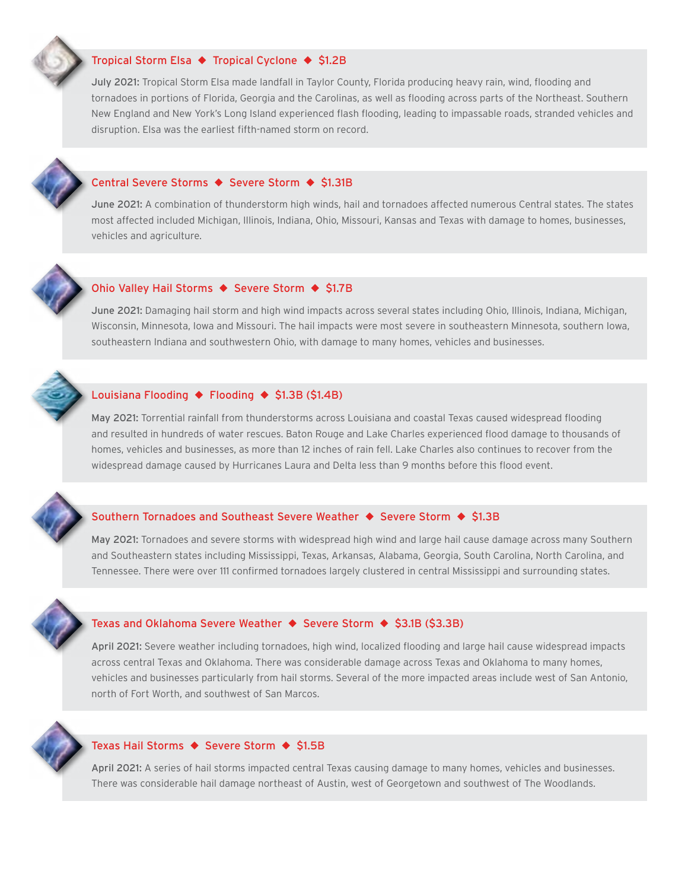### Tropical Storm Elsa ◆ Tropical Cyclone ◆ $1.2B

**July 2021:** Tropical Storm Elsa made landfall in Taylor County, Florida producing heavy rain, wind, flooding and tornadoes in portions of Florida, Georgia and the Carolinas, as well as flooding across parts of the Northeast. Southern New England and New York's Long Island experienced flash flooding, leading to impassable roads, stranded vehicles and disruption. Elsa was the earliest fifth-named storm on record.

### Central Severe Storms ◆ Severe Storm ◆ $1.31B

**June 2021:** A combination of thunderstorm high winds, hail and tornadoes affected numerous Central states. The states most affected included Michigan, Illinois, Indiana, Ohio, Missouri, Kansas and Texas with damage to homes, businesses, vehicles and agriculture.

### Ohio Valley Hail Storms ◆ Severe Storm ◆ $1.7B

**June 2021:** Damaging hail storm and high wind impacts across several states including Ohio, Illinois, Indiana, Michigan, Wisconsin, Minnesota, Iowa and Missouri. The hail impacts were most severe in southeastern Minnesota, southern Iowa, southeastern Indiana and southwestern Ohio, with damage to many homes, vehicles and businesses.

### Louisiana Flooding ◆ Flooding ◆ $1.3B ($1.4B)

**May 2021:** Torrential rainfall from thunderstorms across Louisiana and coastal Texas caused widespread flooding and resulted in hundreds of water rescues. Baton Rouge and Lake Charles experienced flood damage to thousands of homes, vehicles and businesses, as more than 12 inches of rain fell. Lake Charles also continues to recover from the widespread damage caused by Hurricanes Laura and Delta less than 9 months before this flood event.

### Southern Tornadoes and Southeast Severe Weather ◆ Severe Storm ◆ $1.3B

**May 2021:** Tornadoes and severe storms with widespread high wind and large hail cause damage across many Southern and Southeastern states including Mississippi, Texas, Arkansas, Alabama, Georgia, South Carolina, North Carolina, and Tennessee. There were over 111 confirmed tornadoes largely clustered in central Mississippi and surrounding states.

### Texas and Oklahoma Severe Weather ◆ Severe Storm ◆ $3.1B ($3.3B)

**April 2021:** Severe weather including tornadoes, high wind, localized flooding and large hail cause widespread impacts across central Texas and Oklahoma. There was considerable damage across Texas and Oklahoma to many homes, vehicles and businesses particularly from hail storms. Several of the more impacted areas include west of San Antonio, north of Fort Worth, and southwest of San Marcos.

### Texas Hail Storms ◆ Severe Storm ◆ $1.5B

**April 2021:** A series of hail storms impacted central Texas causing damage to many homes, vehicles and businesses. There was considerable hail damage northeast of Austin, west of Georgetown and southwest of The Woodlands.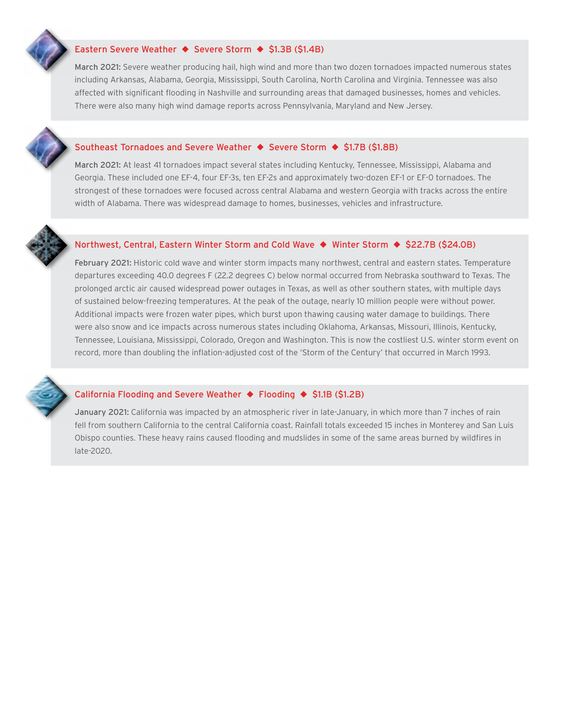### Eastern Severe Weather ◆ Severe Storm ◆ $1.3B ($1.4B)

**March 2021:** Severe weather producing hail, high wind and more than two dozen tornadoes impacted numerous states including Arkansas, Alabama, Georgia, Mississippi, South Carolina, North Carolina and Virginia. Tennessee was also affected with significant flooding in Nashville and surrounding areas that damaged businesses, homes and vehicles. There were also many high wind damage reports across Pennsylvania, Maryland and New Jersey.

### Southeast Tornadoes and Severe Weather ◆ Severe Storm ◆ $1.7B ($1.8B)

**March 2021:** At least 41 tornadoes impact several states including Kentucky, Tennessee, Mississippi, Alabama and Georgia. These included one EF-4, four EF-3s, ten EF-2s and approximately two-dozen EF-1 or EF-0 tornadoes. The strongest of these tornadoes were focused across central Alabama and western Georgia with tracks across the entire width of Alabama. There was widespread damage to homes, businesses, vehicles and infrastructure.

### Northwest, Central, Eastern Winter Storm and Cold Wave ◆ Winter Storm ◆ $22.7B ($24.0B)

**February 2021:** Historic cold wave and winter storm impacts many northwest, central and eastern states. Temperature departures exceeding 40.0 degrees F (22.2 degrees C) below normal occurred from Nebraska southward to Texas. The prolonged arctic air caused widespread power outages in Texas, as well as other southern states, with multiple days of sustained below-freezing temperatures. At the peak of the outage, nearly 10 million people were without power. Additional impacts were frozen water pipes, which burst upon thawing causing water damage to buildings. There were also snow and ice impacts across numerous states including Oklahoma, Arkansas, Missouri, Illinois, Kentucky, Tennessee, Louisiana, Mississippi, Colorado, Oregon and Washington. This is now the costliest U.S. winter storm event on record, more than doubling the inflation-adjusted cost of the 'Storm of the Century' that occurred in March 1993.

### California Flooding and Severe Weather ◆ Flooding ◆ $1.1B ($1.2B)

**January 2021:** California was impacted by an atmospheric river in late-January, in which more than 7 inches of rain fell from southern California to the central California coast. Rainfall totals exceeded 15 inches in Monterey and San Luis Obispo counties. These heavy rains caused flooding and mudslides in some of the same areas burned by wildfires in late-2020.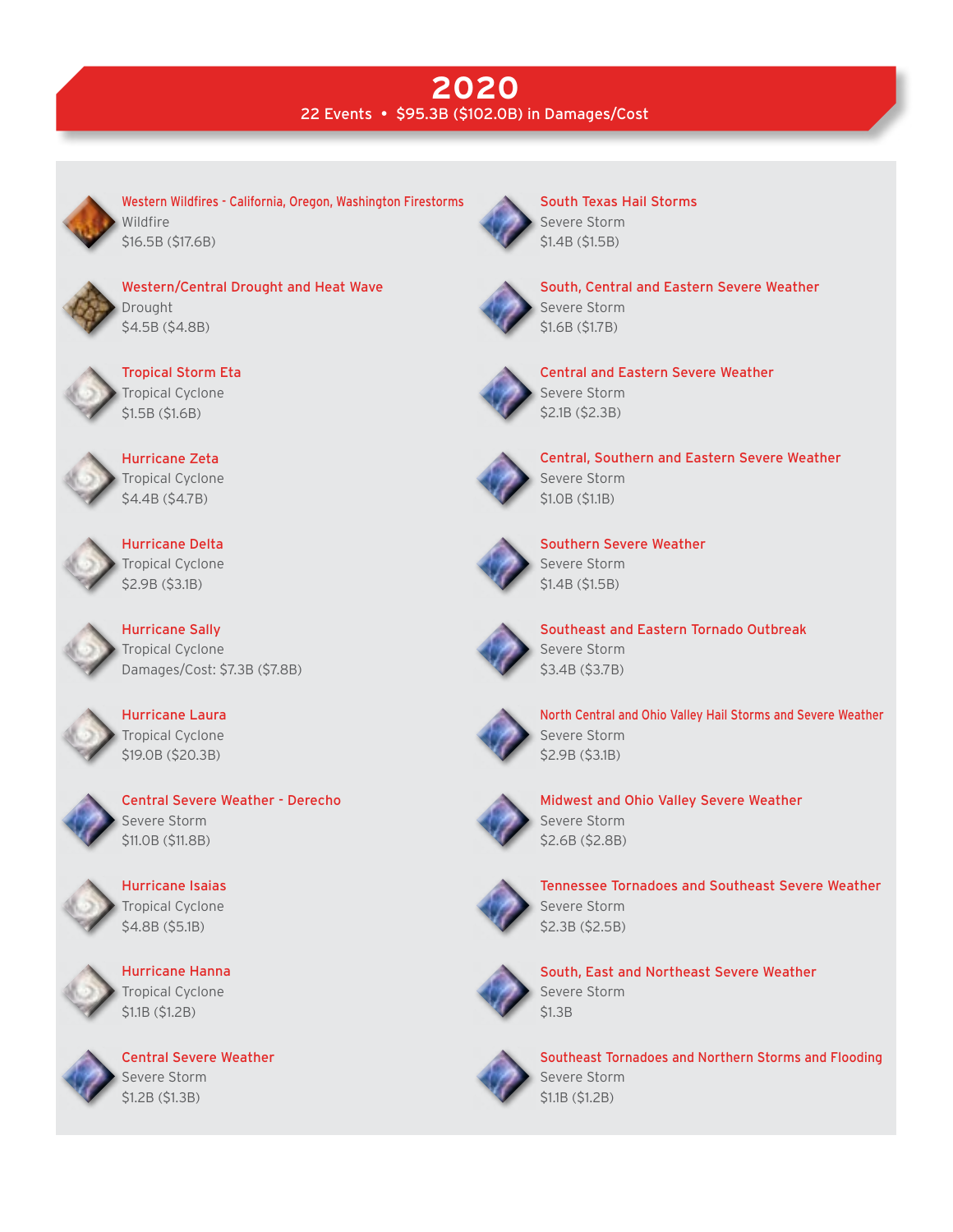# 2020

22 Events • $95.3B ($102.0B) in Damages/Cost

**Western Wildfires - California, Oregon, Washington Firestorms**
Wildfire
$16.5B ($17.6B)

**Western/Central Drought and Heat Wave**
Drought
$4.5B ($4.8B)

**Tropical Storm Eta**
Tropical Cyclone
$1.5B ($1.6B)

**Hurricane Zeta**
Tropical Cyclone
$4.4B ($4.7B)

**Hurricane Delta**
Tropical Cyclone
$2.9B ($3.1B)

**Hurricane Sally**
Tropical Cyclone
Damages/Cost: $7.3B ($7.8B)

**Hurricane Laura**
Tropical Cyclone
$19.0B ($20.3B)

**Central Severe Weather - Derecho**
Severe Storm
$11.0B ($11.8B)

**Hurricane Isaias**
Tropical Cyclone
$4.8B ($5.1B)

**Hurricane Hanna**
Tropical Cyclone
$1.1B ($1.2B)

**Central Severe Weather**
Severe Storm
$1.2B ($1.3B)

**South Texas Hail Storms**
Severe Storm
$1.4B ($1.5B)

**South, Central and Eastern Severe Weather**
Severe Storm
$1.6B ($1.7B)

**Central and Eastern Severe Weather**
Severe Storm
$2.1B ($2.3B)

**Central, Southern and Eastern Severe Weather**
Severe Storm
$1.0B ($1.1B)

**Southern Severe Weather**
Severe Storm
$1.4B ($1.5B)

**Southeast and Eastern Tornado Outbreak**
Severe Storm
$3.4B ($3.7B)

**North Central and Ohio Valley Hail Storms and Severe Weather**
Severe Storm
$2.9B ($3.1B)

**Midwest and Ohio Valley Severe Weather**
Severe Storm
$2.6B ($2.8B)

**Tennessee Tornadoes and Southeast Severe Weather**
Severe Storm
$2.3B ($2.5B)

**South, East and Northeast Severe Weather**
Severe Storm
$1.3B

**Southeast Tornadoes and Northern Storms and Flooding**
Severe Storm
$1.1B ($1.2B)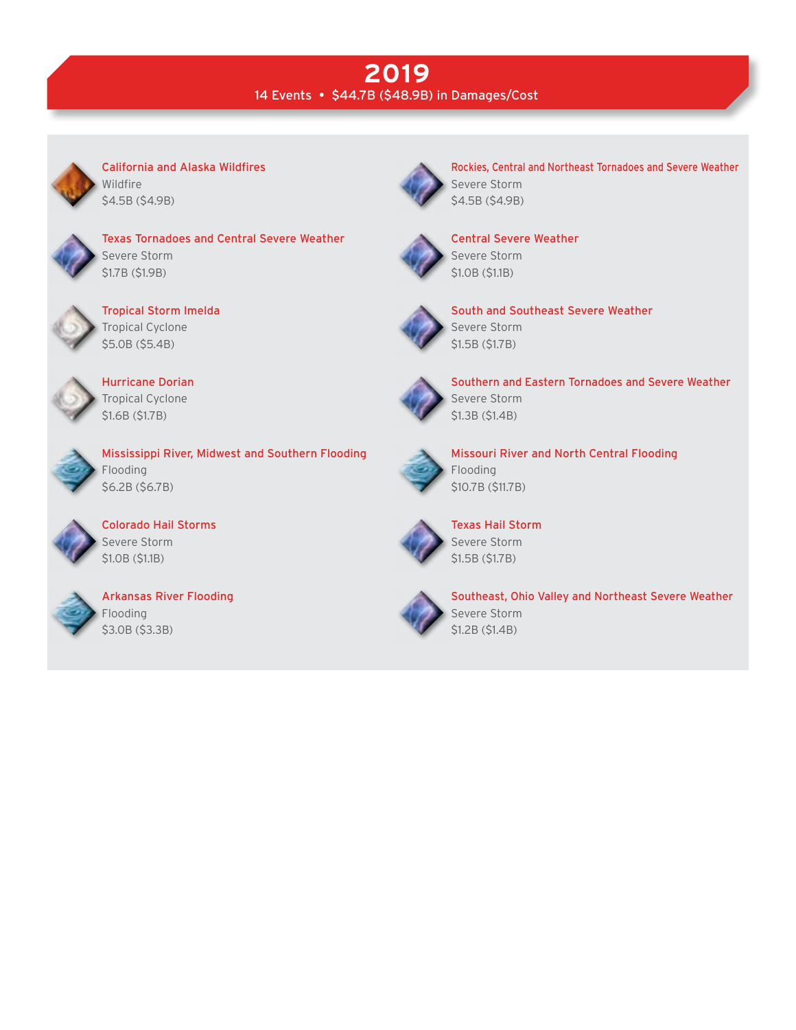# 2019

14 Events • $44.7B ($48.9B) in Damages/Cost

**California and Alaska Wildfires**
Wildfire
$4.5B ($4.9B)

**Texas Tornadoes and Central Severe Weather**
Severe Storm
$1.7B ($1.9B)

**Tropical Storm Imelda**
Tropical Cyclone
$5.0B ($5.4B)

**Hurricane Dorian**
Tropical Cyclone
$1.6B ($1.7B)

**Mississippi River, Midwest and Southern Flooding**
Flooding
$6.2B ($6.7B)

**Colorado Hail Storms**
Severe Storm
$1.0B ($1.1B)

**Arkansas River Flooding**
Flooding
$3.0B ($3.3B)

**Rockies, Central and Northeast Tornadoes and Severe Weather**
Severe Storm
$4.5B ($4.9B)

**Central Severe Weather**
Severe Storm
$1.0B ($1.1B)

**South and Southeast Severe Weather**
Severe Storm
$1.5B ($1.7B)

**Southern and Eastern Tornadoes and Severe Weather**
Severe Storm
$1.3B ($1.4B)

**Missouri River and North Central Flooding**
Flooding
$10.7B ($11.7B)

**Texas Hail Storm**
Severe Storm
$1.5B ($1.7B)

**Southeast, Ohio Valley and Northeast Severe Weather**
Severe Storm
$1.2B ($1.4B)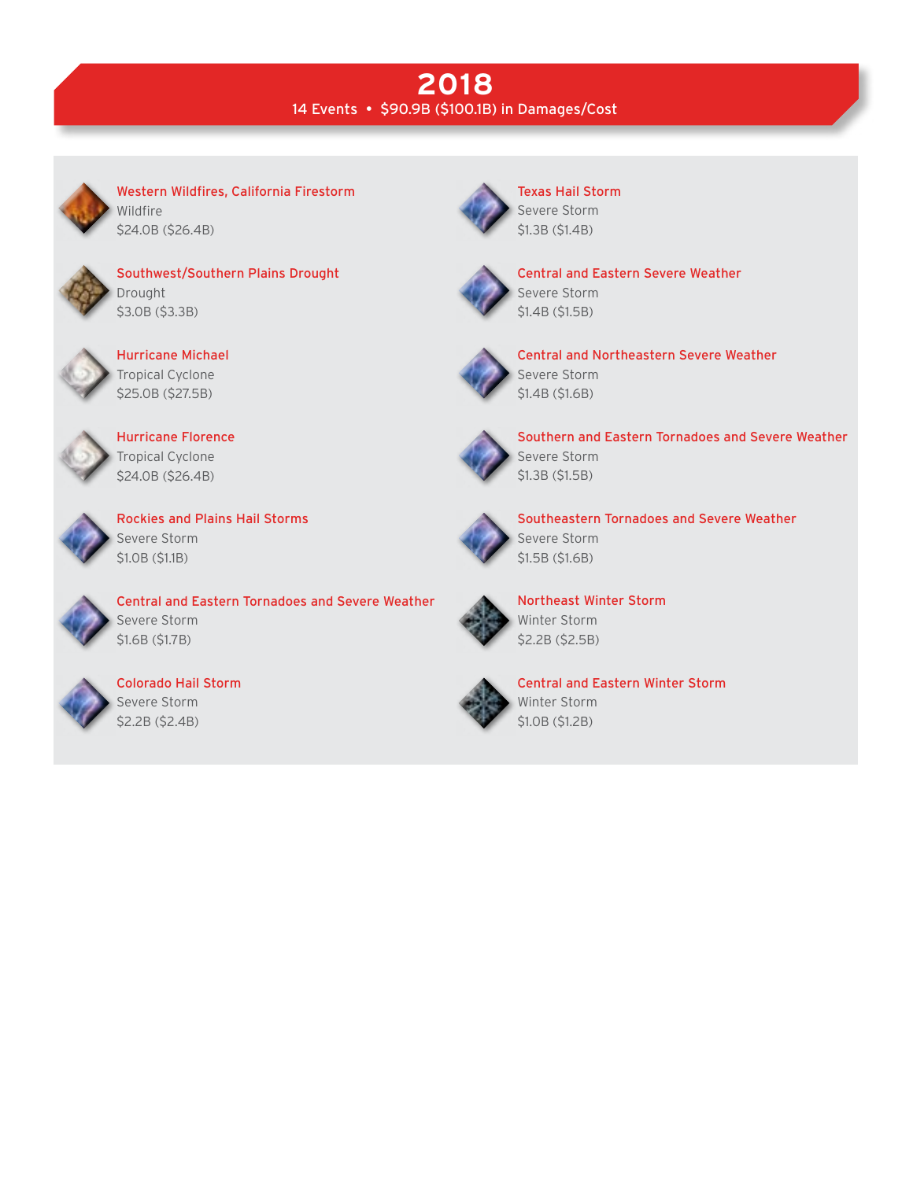# 2018

14 Events • $90.9B ($100.1B) in Damages/Cost

**Western Wildfires, California Firestorm**
Wildfire
$24.0B ($26.4B)

**Southwest/Southern Plains Drought**
Drought
$3.0B ($3.3B)

**Hurricane Michael**
Tropical Cyclone
$25.0B ($27.5B)

**Hurricane Florence**
Tropical Cyclone
$24.0B ($26.4B)

**Rockies and Plains Hail Storms**
Severe Storm
$1.0B ($1.1B)

**Central and Eastern Tornadoes and Severe Weather**
Severe Storm
$1.6B ($1.7B)

**Colorado Hail Storm**
Severe Storm
$2.2B ($2.4B)

**Texas Hail Storm**
Severe Storm
$1.3B ($1.4B)

**Central and Eastern Severe Weather**
Severe Storm
$1.4B ($1.5B)

**Central and Northeastern Severe Weather**
Severe Storm
$1.4B ($1.6B)

**Southern and Eastern Tornadoes and Severe Weather**
Severe Storm
$1.3B ($1.5B)

**Southeastern Tornadoes and Severe Weather**
Severe Storm
$1.5B ($1.6B)

**Northeast Winter Storm**
Winter Storm
$2.2B ($2.5B)

**Central and Eastern Winter Storm**
Winter Storm
$1.0B ($1.2B)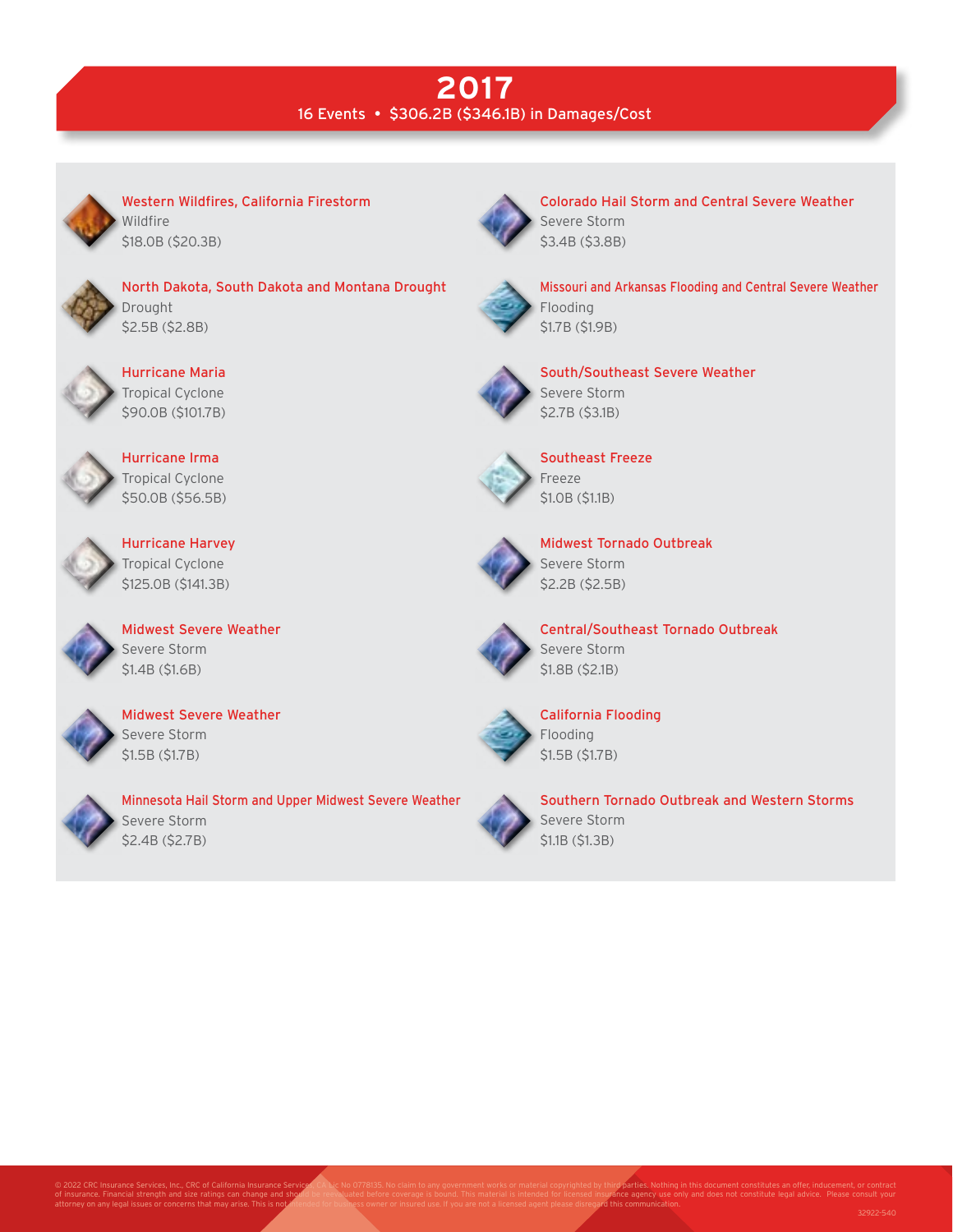# 2017

16 Events • $306.2B ($346.1B) in Damages/Cost

**Western Wildfires, California Firestorm**
Wildfire
$18.0B ($20.3B)

**North Dakota, South Dakota and Montana Drought**
Drought
$2.5B ($2.8B)

**Hurricane Maria**
Tropical Cyclone
$90.0B ($101.7B)

**Hurricane Irma**
Tropical Cyclone
$50.0B ($56.5B)

**Hurricane Harvey**
Tropical Cyclone
$125.0B ($141.3B)

**Midwest Severe Weather**
Severe Storm
$1.4B ($1.6B)

**Midwest Severe Weather**
Severe Storm
$1.5B ($1.7B)

**Minnesota Hail Storm and Upper Midwest Severe Weather**
Severe Storm
$2.4B ($2.7B)

**Colorado Hail Storm and Central Severe Weather**
Severe Storm
$3.4B ($3.8B)

**Missouri and Arkansas Flooding and Central Severe Weather**
Flooding
$1.7B ($1.9B)

**South/Southeast Severe Weather**
Severe Storm
$2.7B ($3.1B)

**Southeast Freeze**
Freeze
$1.0B ($1.1B)

**Midwest Tornado Outbreak**
Severe Storm
$2.2B ($2.5B)

**Central/Southeast Tornado Outbreak**
Severe Storm
$1.8B ($2.1B)

**California Flooding**
Flooding
$1.5B ($1.7B)

**Southern Tornado Outbreak and Western Storms**
Severe Storm
$1.1B ($1.3B)

© 2022 CRC Insurance Services, Inc., CRC of California Insurance Services, CA Lic No 0778135. No claim to any government works or material copyrighted by third parties. Nothing in this document constitutes an offer, inducement, or contract of insurance. Financial strength and size ratings can change and should be reevaluated before coverage is bound. This material is intended for licensed insurance agency use only and does not constitute legal advice. Please consult your attorney on any legal issues or concerns that may arise. This is not intended for business owner or insured use. If you are not a licensed agent please disregard this communication.

32922-540